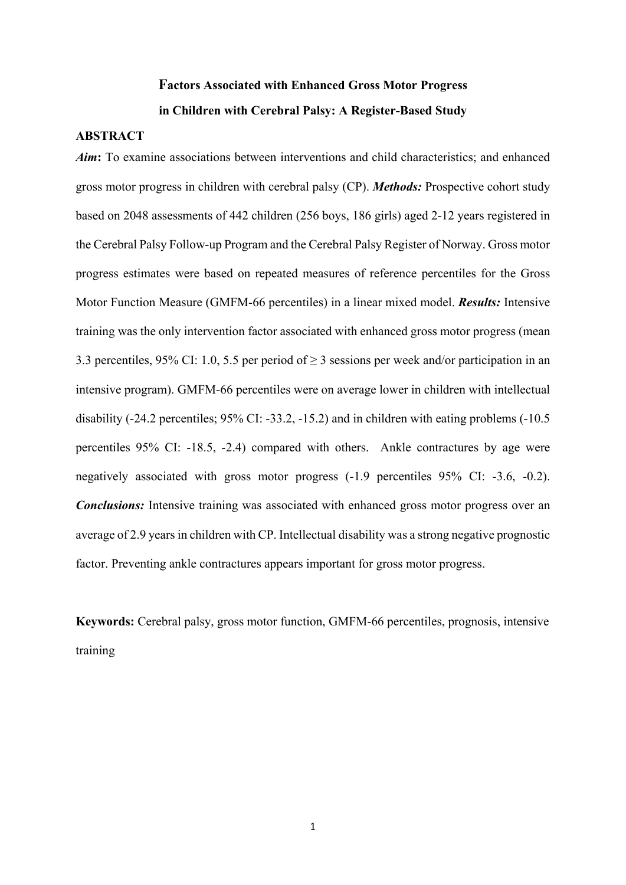# Factors Associated with Enhanced Gross Motor Progress in Children with Cerebral Palsy: A Register-Based Study

## ABSTRACT

***Aim*:** To examine associations between interventions and child characteristics; and enhanced gross motor progress in children with cerebral palsy (CP). ***Methods:*** Prospective cohort study based on 2048 assessments of 442 children (256 boys, 186 girls) aged 2-12 years registered in the Cerebral Palsy Follow-up Program and the Cerebral Palsy Register of Norway. Gross motor progress estimates were based on repeated measures of reference percentiles for the Gross Motor Function Measure (GMFM-66 percentiles) in a linear mixed model. ***Results:*** Intensive training was the only intervention factor associated with enhanced gross motor progress (mean 3.3 percentiles, 95% CI: 1.0, 5.5 per period of ≥ 3 sessions per week and/or participation in an intensive program). GMFM-66 percentiles were on average lower in children with intellectual disability (-24.2 percentiles; 95% CI: -33.2, -15.2) and in children with eating problems (-10.5 percentiles 95% CI: -18.5, -2.4) compared with others. Ankle contractures by age were negatively associated with gross motor progress (-1.9 percentiles 95% CI: -3.6, -0.2). ***Conclusions:*** Intensive training was associated with enhanced gross motor progress over an average of 2.9 years in children with CP. Intellectual disability was a strong negative prognostic factor. Preventing ankle contractures appears important for gross motor progress.

**Keywords:** Cerebral palsy, gross motor function, GMFM-66 percentiles, prognosis, intensive training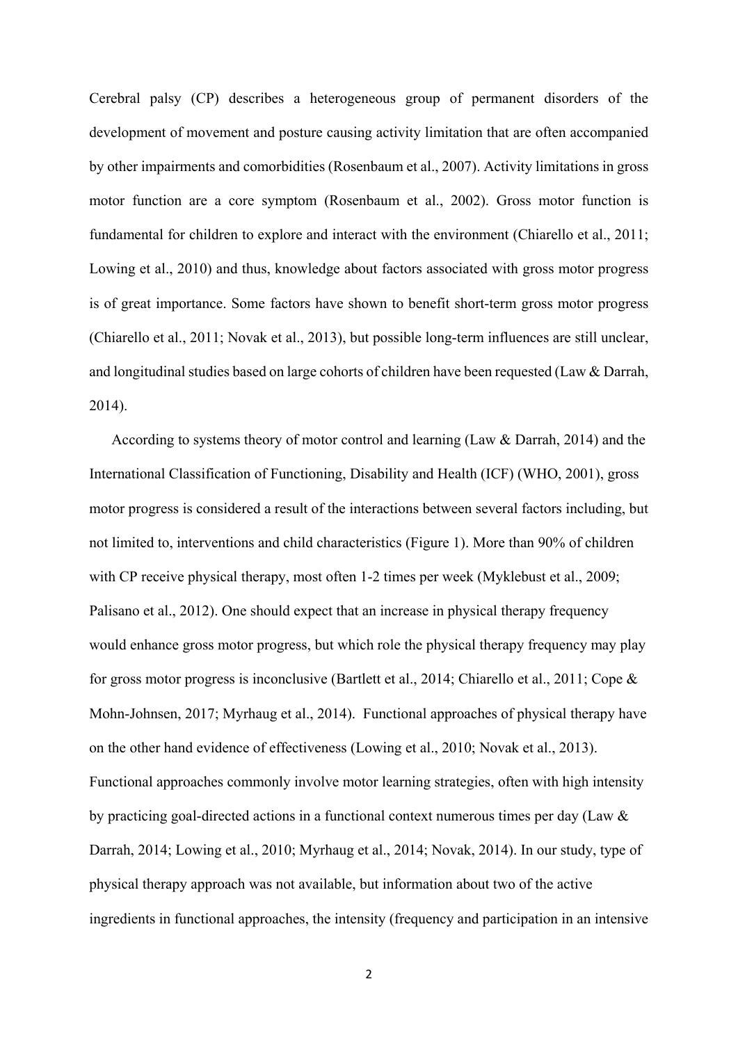Cerebral palsy (CP) describes a heterogeneous group of permanent disorders of the development of movement and posture causing activity limitation that are often accompanied by other impairments and comorbidities (Rosenbaum et al., 2007). Activity limitations in gross motor function are a core symptom (Rosenbaum et al., 2002). Gross motor function is fundamental for children to explore and interact with the environment (Chiarello et al., 2011; Lowing et al., 2010) and thus, knowledge about factors associated with gross motor progress is of great importance. Some factors have shown to benefit short-term gross motor progress (Chiarello et al., 2011; Novak et al., 2013), but possible long-term influences are still unclear, and longitudinal studies based on large cohorts of children have been requested (Law & Darrah, 2014).

According to systems theory of motor control and learning (Law & Darrah, 2014) and the International Classification of Functioning, Disability and Health (ICF) (WHO, 2001), gross motor progress is considered a result of the interactions between several factors including, but not limited to, interventions and child characteristics (Figure 1). More than 90% of children with CP receive physical therapy, most often 1-2 times per week (Myklebust et al., 2009; Palisano et al., 2012). One should expect that an increase in physical therapy frequency would enhance gross motor progress, but which role the physical therapy frequency may play for gross motor progress is inconclusive (Bartlett et al., 2014; Chiarello et al., 2011; Cope & Mohn-Johnsen, 2017; Myrhaug et al., 2014). Functional approaches of physical therapy have on the other hand evidence of effectiveness (Lowing et al., 2010; Novak et al., 2013). Functional approaches commonly involve motor learning strategies, often with high intensity by practicing goal-directed actions in a functional context numerous times per day (Law & Darrah, 2014; Lowing et al., 2010; Myrhaug et al., 2014; Novak, 2014). In our study, type of physical therapy approach was not available, but information about two of the active ingredients in functional approaches, the intensity (frequency and participation in an intensive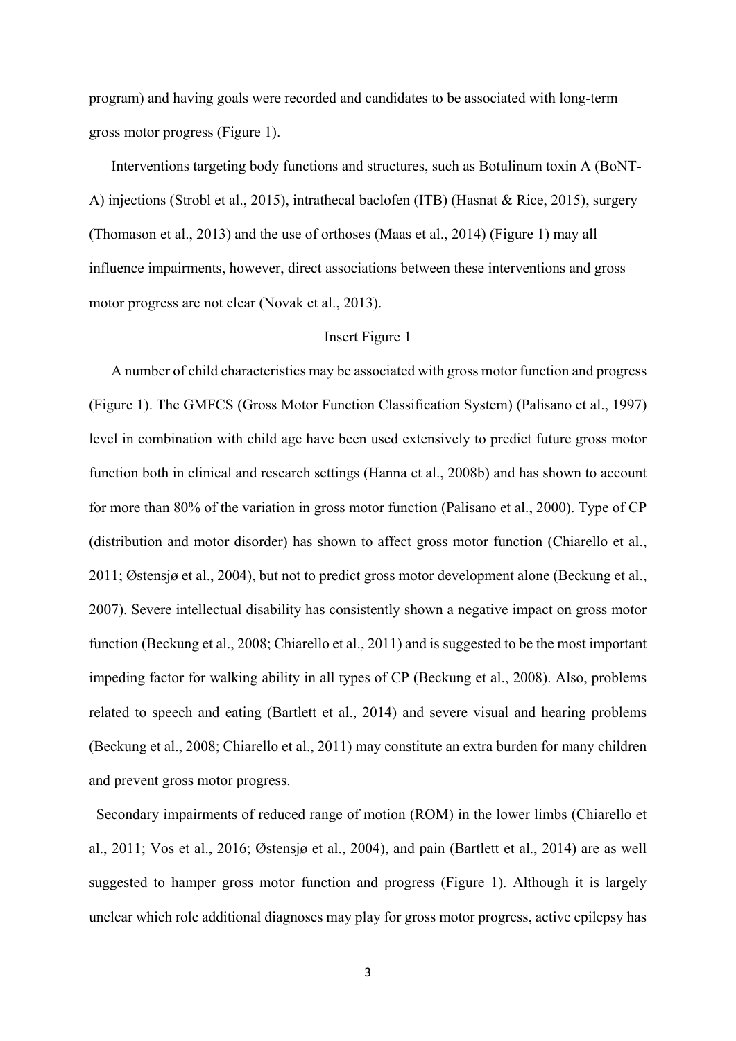program) and having goals were recorded and candidates to be associated with long-term gross motor progress (Figure 1).

Interventions targeting body functions and structures, such as Botulinum toxin A (BoNT-A) injections (Strobl et al., 2015), intrathecal baclofen (ITB) (Hasnat & Rice, 2015), surgery (Thomason et al., 2013) and the use of orthoses (Maas et al., 2014) (Figure 1) may all influence impairments, however, direct associations between these interventions and gross motor progress are not clear (Novak et al., 2013).

Insert Figure 1

A number of child characteristics may be associated with gross motor function and progress (Figure 1). The GMFCS (Gross Motor Function Classification System) (Palisano et al., 1997) level in combination with child age have been used extensively to predict future gross motor function both in clinical and research settings (Hanna et al., 2008b) and has shown to account for more than 80% of the variation in gross motor function (Palisano et al., 2000). Type of CP (distribution and motor disorder) has shown to affect gross motor function (Chiarello et al., 2011; Østensjø et al., 2004), but not to predict gross motor development alone (Beckung et al., 2007). Severe intellectual disability has consistently shown a negative impact on gross motor function (Beckung et al., 2008; Chiarello et al., 2011) and is suggested to be the most important impeding factor for walking ability in all types of CP (Beckung et al., 2008). Also, problems related to speech and eating (Bartlett et al., 2014) and severe visual and hearing problems (Beckung et al., 2008; Chiarello et al., 2011) may constitute an extra burden for many children and prevent gross motor progress.

Secondary impairments of reduced range of motion (ROM) in the lower limbs (Chiarello et al., 2011; Vos et al., 2016; Østensjø et al., 2004), and pain (Bartlett et al., 2014) are as well suggested to hamper gross motor function and progress (Figure 1). Although it is largely unclear which role additional diagnoses may play for gross motor progress, active epilepsy has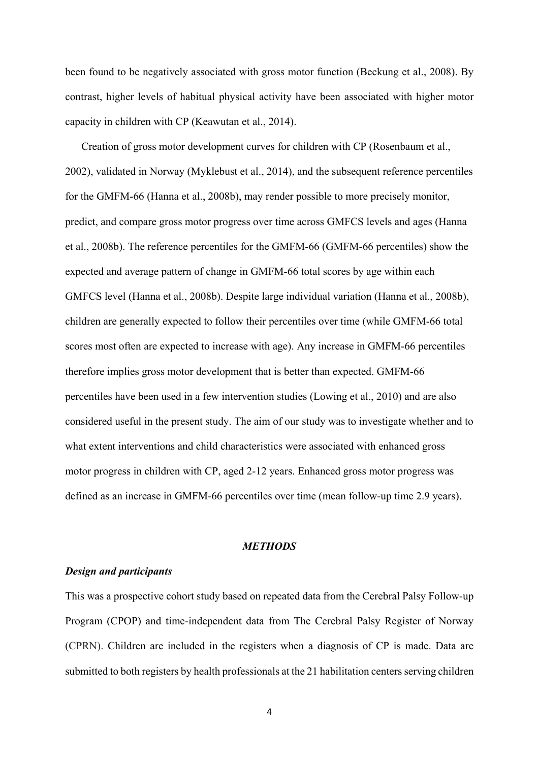been found to be negatively associated with gross motor function (Beckung et al., 2008). By contrast, higher levels of habitual physical activity have been associated with higher motor capacity in children with CP (Keawutan et al., 2014).

Creation of gross motor development curves for children with CP (Rosenbaum et al., 2002), validated in Norway (Myklebust et al., 2014), and the subsequent reference percentiles for the GMFM-66 (Hanna et al., 2008b), may render possible to more precisely monitor, predict, and compare gross motor progress over time across GMFCS levels and ages (Hanna et al., 2008b). The reference percentiles for the GMFM-66 (GMFM-66 percentiles) show the expected and average pattern of change in GMFM-66 total scores by age within each GMFCS level (Hanna et al., 2008b). Despite large individual variation (Hanna et al., 2008b), children are generally expected to follow their percentiles over time (while GMFM-66 total scores most often are expected to increase with age). Any increase in GMFM-66 percentiles therefore implies gross motor development that is better than expected. GMFM-66 percentiles have been used in a few intervention studies (Lowing et al., 2010) and are also considered useful in the present study. The aim of our study was to investigate whether and to what extent interventions and child characteristics were associated with enhanced gross motor progress in children with CP, aged 2-12 years. Enhanced gross motor progress was defined as an increase in GMFM-66 percentiles over time (mean follow-up time 2.9 years).

## *METHODS*

### *Design and participants*

This was a prospective cohort study based on repeated data from the Cerebral Palsy Follow-up Program (CPOP) and time-independent data from The Cerebral Palsy Register of Norway (CPRN). Children are included in the registers when a diagnosis of CP is made. Data are submitted to both registers by health professionals at the 21 habilitation centers serving children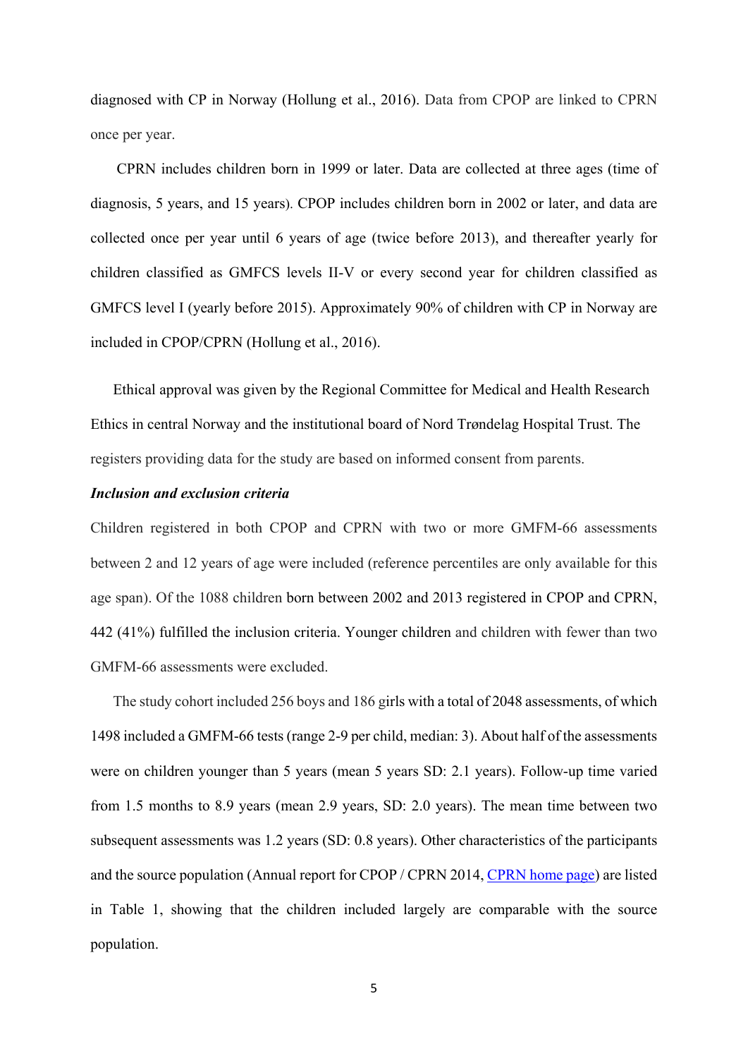diagnosed with CP in Norway (Hollung et al., 2016). Data from CPOP are linked to CPRN once per year.

CPRN includes children born in 1999 or later. Data are collected at three ages (time of diagnosis, 5 years, and 15 years). CPOP includes children born in 2002 or later, and data are collected once per year until 6 years of age (twice before 2013), and thereafter yearly for children classified as GMFCS levels II-V or every second year for children classified as GMFCS level I (yearly before 2015). Approximately 90% of children with CP in Norway are included in CPOP/CPRN (Hollung et al., 2016).

Ethical approval was given by the Regional Committee for Medical and Health Research Ethics in central Norway and the institutional board of Nord Trøndelag Hospital Trust. The registers providing data for the study are based on informed consent from parents.

***Inclusion and exclusion criteria***

Children registered in both CPOP and CPRN with two or more GMFM-66 assessments between 2 and 12 years of age were included (reference percentiles are only available for this age span). Of the 1088 children born between 2002 and 2013 registered in CPOP and CPRN, 442 (41%) fulfilled the inclusion criteria. Younger children and children with fewer than two GMFM-66 assessments were excluded.

The study cohort included 256 boys and 186 girls with a total of 2048 assessments, of which 1498 included a GMFM-66 tests (range 2-9 per child, median: 3). About half of the assessments were on children younger than 5 years (mean 5 years SD: 2.1 years). Follow-up time varied from 1.5 months to 8.9 years (mean 2.9 years, SD: 2.0 years). The mean time between two subsequent assessments was 1.2 years (SD: 0.8 years). Other characteristics of the participants and the source population (Annual report for CPOP / CPRN 2014, [CPRN home page]) are listed in Table 1, showing that the children included largely are comparable with the source population.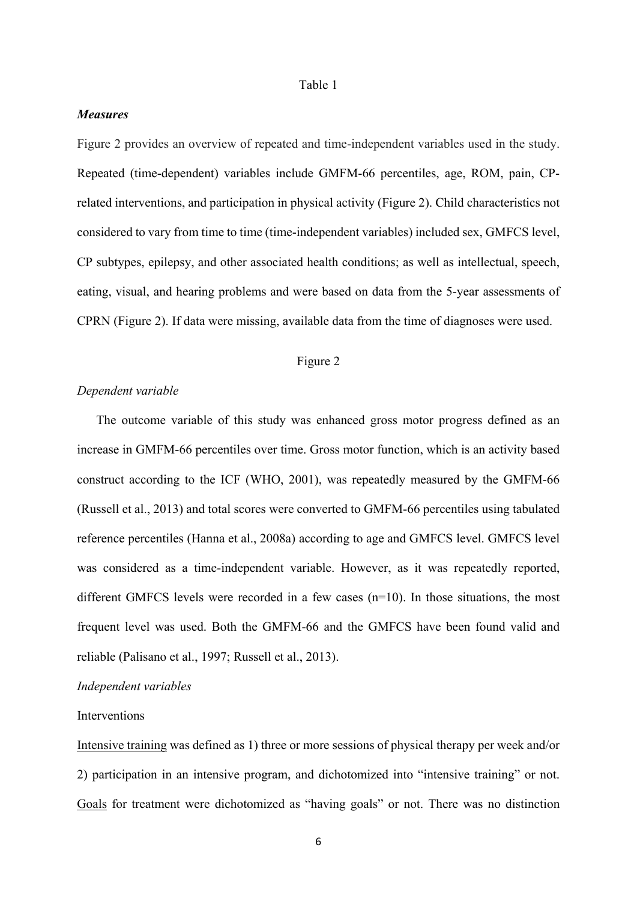Table 1

***Measures***

Figure 2 provides an overview of repeated and time-independent variables used in the study. Repeated (time-dependent) variables include GMFM-66 percentiles, age, ROM, pain, CP-related interventions, and participation in physical activity (Figure 2). Child characteristics not considered to vary from time to time (time-independent variables) included sex, GMFCS level, CP subtypes, epilepsy, and other associated health conditions; as well as intellectual, speech, eating, visual, and hearing problems and were based on data from the 5-year assessments of CPRN (Figure 2). If data were missing, available data from the time of diagnoses were used.

Figure 2

*Dependent variable*

The outcome variable of this study was enhanced gross motor progress defined as an increase in GMFM-66 percentiles over time. Gross motor function, which is an activity based construct according to the ICF (WHO, 2001), was repeatedly measured by the GMFM-66 (Russell et al., 2013) and total scores were converted to GMFM-66 percentiles using tabulated reference percentiles (Hanna et al., 2008a) according to age and GMFCS level. GMFCS level was considered as a time-independent variable. However, as it was repeatedly reported, different GMFCS levels were recorded in a few cases (n=10). In those situations, the most frequent level was used. Both the GMFM-66 and the GMFCS have been found valid and reliable (Palisano et al., 1997; Russell et al., 2013).

*Independent variables*

Interventions

<u>Intensive training</u> was defined as 1) three or more sessions of physical therapy per week and/or 2) participation in an intensive program, and dichotomized into "intensive training" or not. <u>Goals</u> for treatment were dichotomized as "having goals" or not. There was no distinction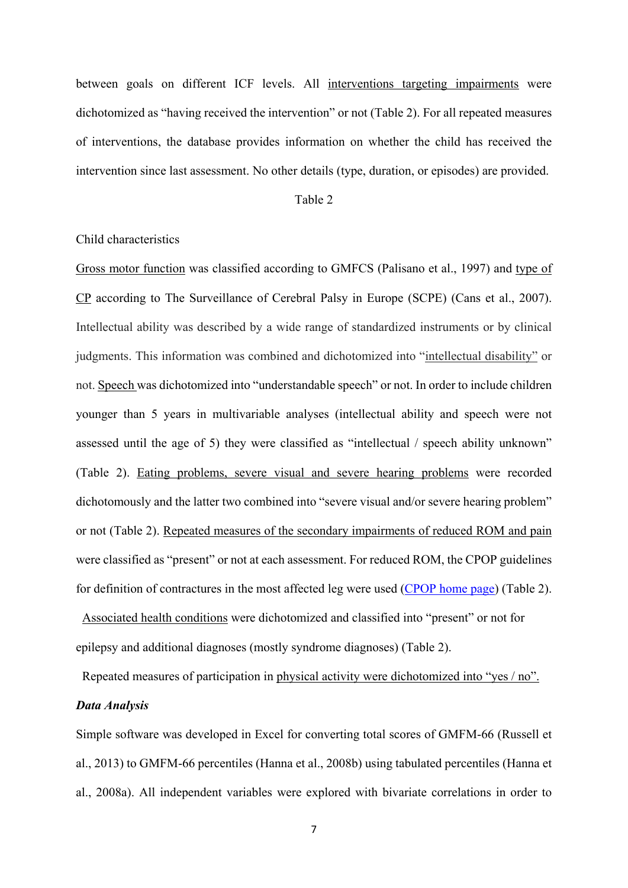between goals on different ICF levels. All interventions targeting impairments were dichotomized as "having received the intervention" or not (Table 2). For all repeated measures of interventions, the database provides information on whether the child has received the intervention since last assessment. No other details (type, duration, or episodes) are provided.

Table 2

Child characteristics

Gross motor function was classified according to GMFCS (Palisano et al., 1997) and type of CP according to The Surveillance of Cerebral Palsy in Europe (SCPE) (Cans et al., 2007). Intellectual ability was described by a wide range of standardized instruments or by clinical judgments. This information was combined and dichotomized into "intellectual disability" or not. Speech was dichotomized into "understandable speech" or not. In order to include children younger than 5 years in multivariable analyses (intellectual ability and speech were not assessed until the age of 5) they were classified as "intellectual / speech ability unknown" (Table 2). Eating problems, severe visual and severe hearing problems were recorded dichotomously and the latter two combined into "severe visual and/or severe hearing problem" or not (Table 2). Repeated measures of the secondary impairments of reduced ROM and pain were classified as "present" or not at each assessment. For reduced ROM, the CPOP guidelines for definition of contractures in the most affected leg were used (CPOP home page) (Table 2).

Associated health conditions were dichotomized and classified into "present" or not for epilepsy and additional diagnoses (mostly syndrome diagnoses) (Table 2).

Repeated measures of participation in physical activity were dichotomized into "yes / no".

***Data Analysis***

Simple software was developed in Excel for converting total scores of GMFM-66 (Russell et al., 2013) to GMFM-66 percentiles (Hanna et al., 2008b) using tabulated percentiles (Hanna et al., 2008a). All independent variables were explored with bivariate correlations in order to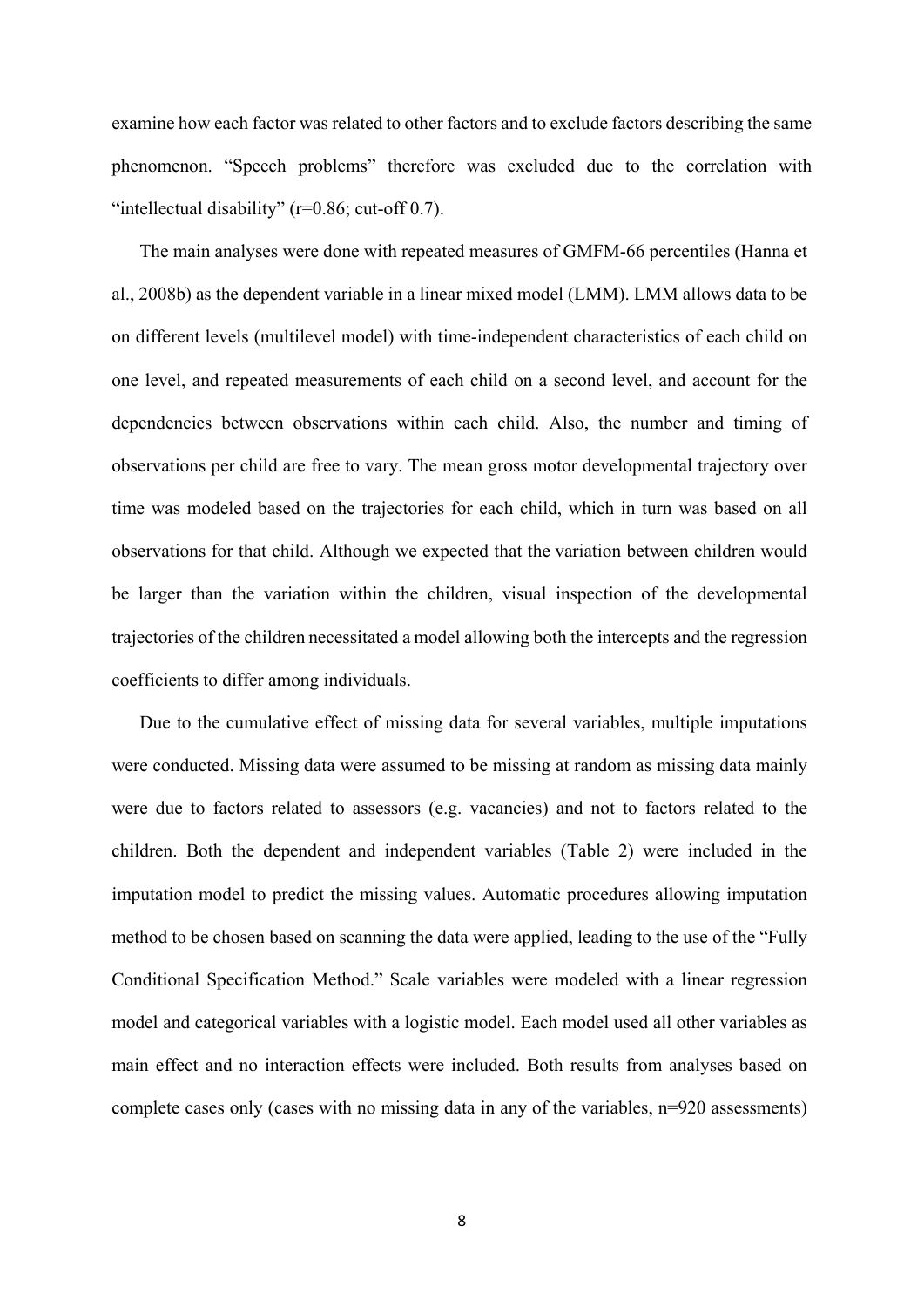examine how each factor was related to other factors and to exclude factors describing the same phenomenon. "Speech problems" therefore was excluded due to the correlation with "intellectual disability" (r=0.86; cut-off 0.7).

The main analyses were done with repeated measures of GMFM-66 percentiles (Hanna et al., 2008b) as the dependent variable in a linear mixed model (LMM). LMM allows data to be on different levels (multilevel model) with time-independent characteristics of each child on one level, and repeated measurements of each child on a second level, and account for the dependencies between observations within each child. Also, the number and timing of observations per child are free to vary. The mean gross motor developmental trajectory over time was modeled based on the trajectories for each child, which in turn was based on all observations for that child. Although we expected that the variation between children would be larger than the variation within the children, visual inspection of the developmental trajectories of the children necessitated a model allowing both the intercepts and the regression coefficients to differ among individuals.

Due to the cumulative effect of missing data for several variables, multiple imputations were conducted. Missing data were assumed to be missing at random as missing data mainly were due to factors related to assessors (e.g. vacancies) and not to factors related to the children. Both the dependent and independent variables (Table 2) were included in the imputation model to predict the missing values. Automatic procedures allowing imputation method to be chosen based on scanning the data were applied, leading to the use of the "Fully Conditional Specification Method." Scale variables were modeled with a linear regression model and categorical variables with a logistic model. Each model used all other variables as main effect and no interaction effects were included. Both results from analyses based on complete cases only (cases with no missing data in any of the variables, n=920 assessments)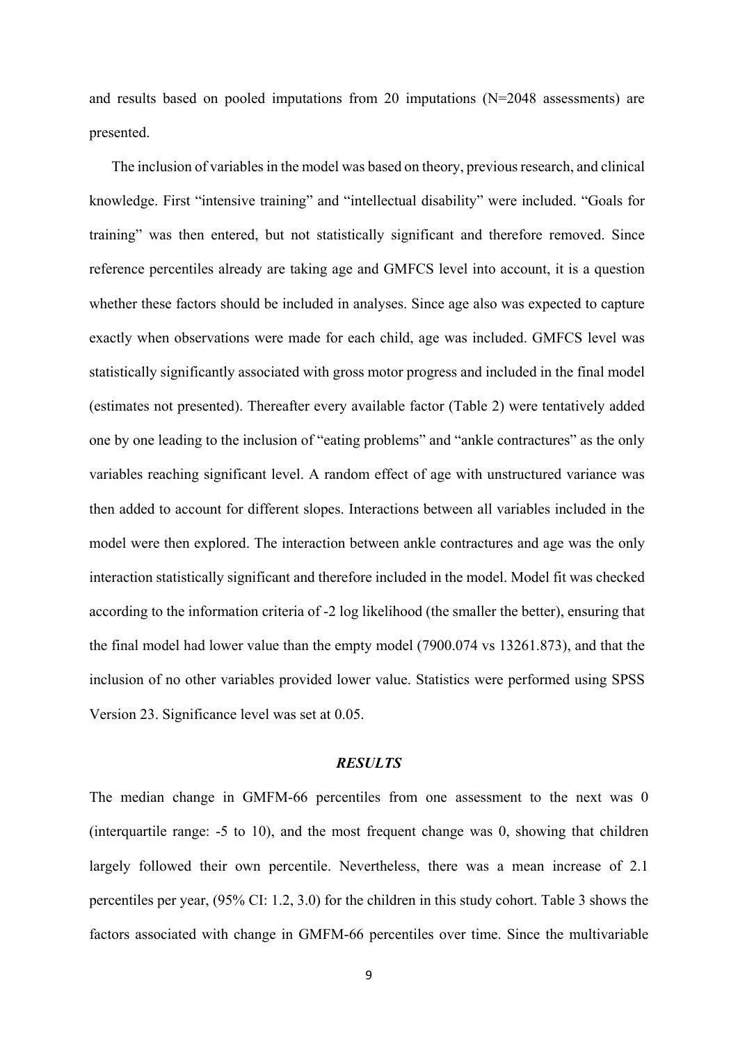and results based on pooled imputations from 20 imputations (N=2048 assessments) are presented.

The inclusion of variables in the model was based on theory, previous research, and clinical knowledge. First "intensive training" and "intellectual disability" were included. "Goals for training" was then entered, but not statistically significant and therefore removed. Since reference percentiles already are taking age and GMFCS level into account, it is a question whether these factors should be included in analyses. Since age also was expected to capture exactly when observations were made for each child, age was included. GMFCS level was statistically significantly associated with gross motor progress and included in the final model (estimates not presented). Thereafter every available factor (Table 2) were tentatively added one by one leading to the inclusion of "eating problems" and "ankle contractures" as the only variables reaching significant level. A random effect of age with unstructured variance was then added to account for different slopes. Interactions between all variables included in the model were then explored. The interaction between ankle contractures and age was the only interaction statistically significant and therefore included in the model. Model fit was checked according to the information criteria of -2 log likelihood (the smaller the better), ensuring that the final model had lower value than the empty model (7900.074 vs 13261.873), and that the inclusion of no other variables provided lower value. Statistics were performed using SPSS Version 23. Significance level was set at 0.05.

## *RESULTS*

The median change in GMFM-66 percentiles from one assessment to the next was 0 (interquartile range: -5 to 10), and the most frequent change was 0, showing that children largely followed their own percentile. Nevertheless, there was a mean increase of 2.1 percentiles per year, (95% CI: 1.2, 3.0) for the children in this study cohort. Table 3 shows the factors associated with change in GMFM-66 percentiles over time. Since the multivariable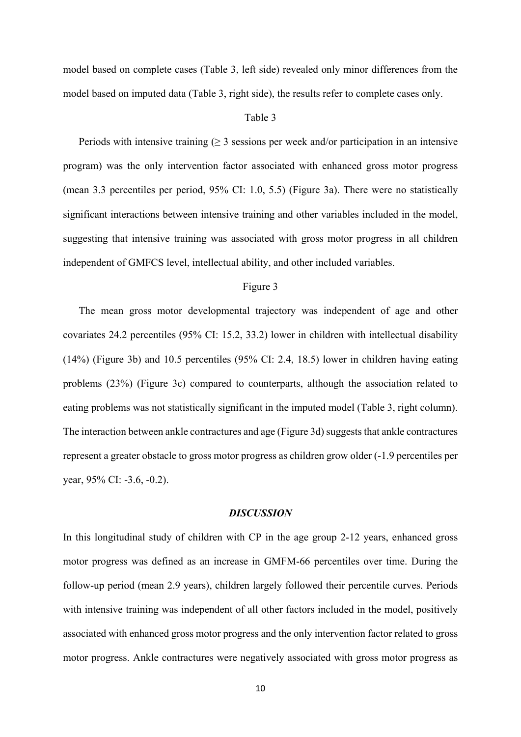model based on complete cases (Table 3, left side) revealed only minor differences from the model based on imputed data (Table 3, right side), the results refer to complete cases only.

Table 3

Periods with intensive training (≥ 3 sessions per week and/or participation in an intensive program) was the only intervention factor associated with enhanced gross motor progress (mean 3.3 percentiles per period, 95% CI: 1.0, 5.5) (Figure 3a). There were no statistically significant interactions between intensive training and other variables included in the model, suggesting that intensive training was associated with gross motor progress in all children independent of GMFCS level, intellectual ability, and other included variables.

Figure 3

The mean gross motor developmental trajectory was independent of age and other covariates 24.2 percentiles (95% CI: 15.2, 33.2) lower in children with intellectual disability (14%) (Figure 3b) and 10.5 percentiles (95% CI: 2.4, 18.5) lower in children having eating problems (23%) (Figure 3c) compared to counterparts, although the association related to eating problems was not statistically significant in the imputed model (Table 3, right column). The interaction between ankle contractures and age (Figure 3d) suggests that ankle contractures represent a greater obstacle to gross motor progress as children grow older (-1.9 percentiles per year, 95% CI: -3.6, -0.2).

## *DISCUSSION*

In this longitudinal study of children with CP in the age group 2-12 years, enhanced gross motor progress was defined as an increase in GMFM-66 percentiles over time. During the follow-up period (mean 2.9 years), children largely followed their percentile curves. Periods with intensive training was independent of all other factors included in the model, positively associated with enhanced gross motor progress and the only intervention factor related to gross motor progress. Ankle contractures were negatively associated with gross motor progress as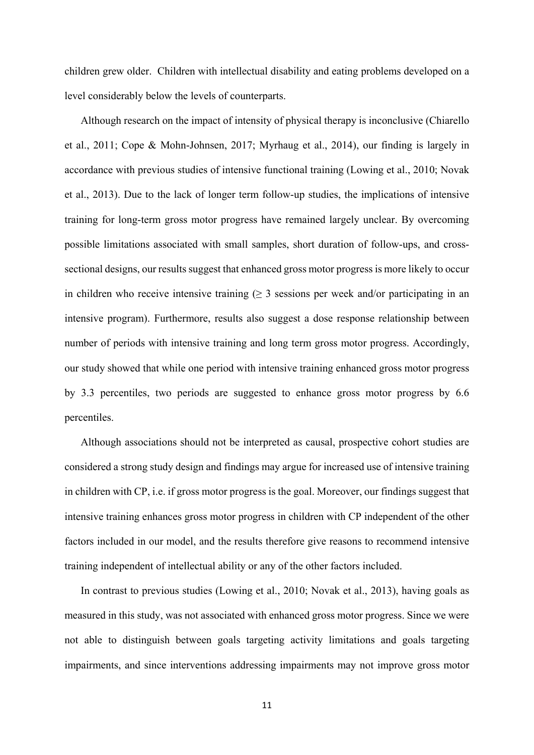children grew older. Children with intellectual disability and eating problems developed on a level considerably below the levels of counterparts.

Although research on the impact of intensity of physical therapy is inconclusive (Chiarello et al., 2011; Cope & Mohn-Johnsen, 2017; Myrhaug et al., 2014), our finding is largely in accordance with previous studies of intensive functional training (Lowing et al., 2010; Novak et al., 2013). Due to the lack of longer term follow-up studies, the implications of intensive training for long-term gross motor progress have remained largely unclear. By overcoming possible limitations associated with small samples, short duration of follow-ups, and cross-sectional designs, our results suggest that enhanced gross motor progress is more likely to occur in children who receive intensive training ($\geq$ 3 sessions per week and/or participating in an intensive program). Furthermore, results also suggest a dose response relationship between number of periods with intensive training and long term gross motor progress. Accordingly, our study showed that while one period with intensive training enhanced gross motor progress by 3.3 percentiles, two periods are suggested to enhance gross motor progress by 6.6 percentiles.

Although associations should not be interpreted as causal, prospective cohort studies are considered a strong study design and findings may argue for increased use of intensive training in children with CP, i.e. if gross motor progress is the goal. Moreover, our findings suggest that intensive training enhances gross motor progress in children with CP independent of the other factors included in our model, and the results therefore give reasons to recommend intensive training independent of intellectual ability or any of the other factors included.

In contrast to previous studies (Lowing et al., 2010; Novak et al., 2013), having goals as measured in this study, was not associated with enhanced gross motor progress. Since we were not able to distinguish between goals targeting activity limitations and goals targeting impairments, and since interventions addressing impairments may not improve gross motor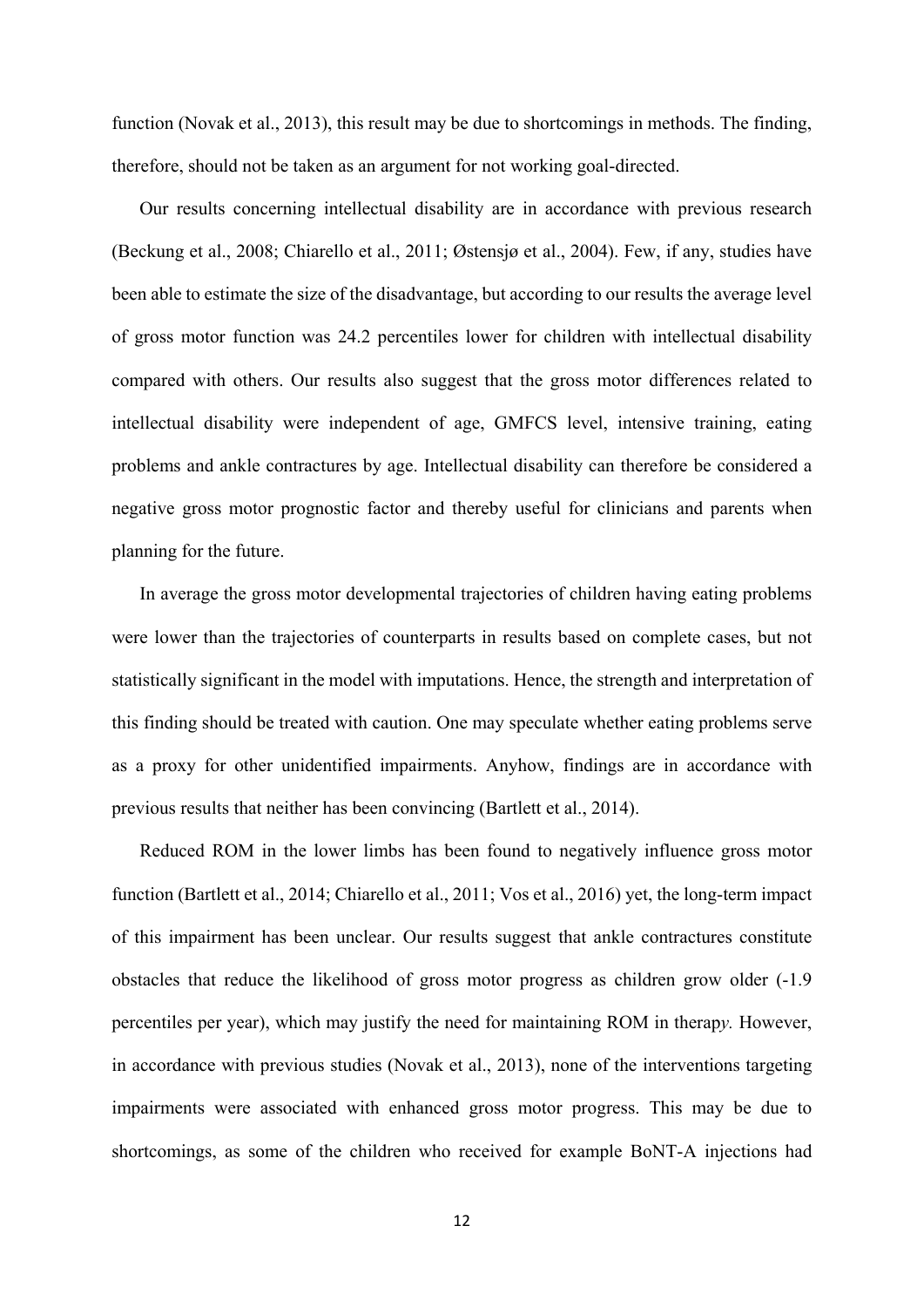function (Novak et al., 2013), this result may be due to shortcomings in methods. The finding, therefore, should not be taken as an argument for not working goal-directed.

Our results concerning intellectual disability are in accordance with previous research (Beckung et al., 2008; Chiarello et al., 2011; Østensjø et al., 2004). Few, if any, studies have been able to estimate the size of the disadvantage, but according to our results the average level of gross motor function was 24.2 percentiles lower for children with intellectual disability compared with others. Our results also suggest that the gross motor differences related to intellectual disability were independent of age, GMFCS level, intensive training, eating problems and ankle contractures by age. Intellectual disability can therefore be considered a negative gross motor prognostic factor and thereby useful for clinicians and parents when planning for the future.

In average the gross motor developmental trajectories of children having eating problems were lower than the trajectories of counterparts in results based on complete cases, but not statistically significant in the model with imputations. Hence, the strength and interpretation of this finding should be treated with caution. One may speculate whether eating problems serve as a proxy for other unidentified impairments. Anyhow, findings are in accordance with previous results that neither has been convincing (Bartlett et al., 2014).

Reduced ROM in the lower limbs has been found to negatively influence gross motor function (Bartlett et al., 2014; Chiarello et al., 2011; Vos et al., 2016) yet, the long-term impact of this impairment has been unclear. Our results suggest that ankle contractures constitute obstacles that reduce the likelihood of gross motor progress as children grow older (-1.9 percentiles per year), which may justify the need for maintaining ROM in therap*y.* However, in accordance with previous studies (Novak et al., 2013), none of the interventions targeting impairments were associated with enhanced gross motor progress. This may be due to shortcomings, as some of the children who received for example BoNT-A injections had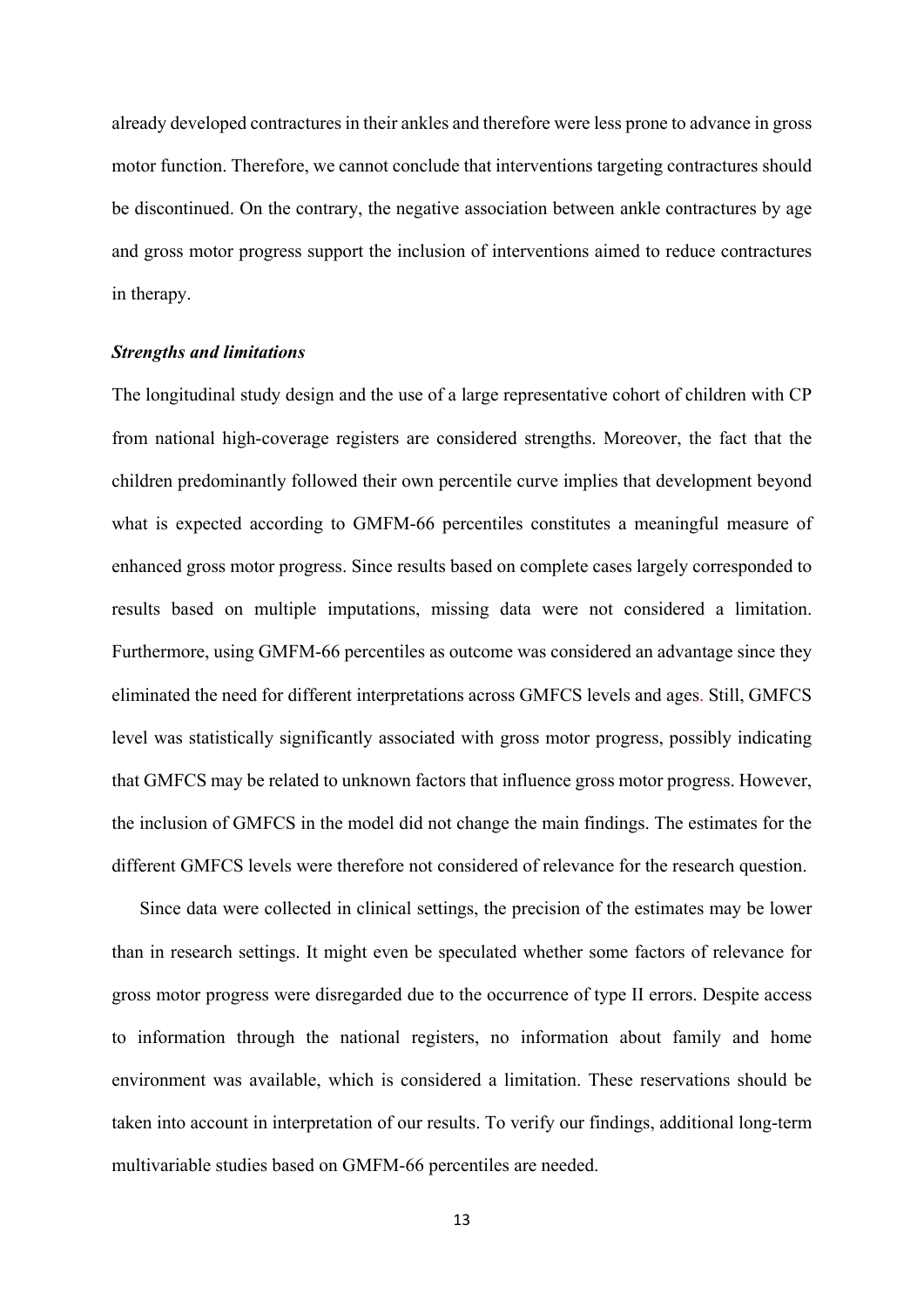already developed contractures in their ankles and therefore were less prone to advance in gross motor function. Therefore, we cannot conclude that interventions targeting contractures should be discontinued. On the contrary, the negative association between ankle contractures by age and gross motor progress support the inclusion of interventions aimed to reduce contractures in therapy.

***Strengths and limitations***

The longitudinal study design and the use of a large representative cohort of children with CP from national high-coverage registers are considered strengths. Moreover, the fact that the children predominantly followed their own percentile curve implies that development beyond what is expected according to GMFM-66 percentiles constitutes a meaningful measure of enhanced gross motor progress. Since results based on complete cases largely corresponded to results based on multiple imputations, missing data were not considered a limitation. Furthermore, using GMFM-66 percentiles as outcome was considered an advantage since they eliminated the need for different interpretations across GMFCS levels and ages. Still, GMFCS level was statistically significantly associated with gross motor progress, possibly indicating that GMFCS may be related to unknown factors that influence gross motor progress. However, the inclusion of GMFCS in the model did not change the main findings. The estimates for the different GMFCS levels were therefore not considered of relevance for the research question.

Since data were collected in clinical settings, the precision of the estimates may be lower than in research settings. It might even be speculated whether some factors of relevance for gross motor progress were disregarded due to the occurrence of type II errors. Despite access to information through the national registers, no information about family and home environment was available, which is considered a limitation. These reservations should be taken into account in interpretation of our results. To verify our findings, additional long-term multivariable studies based on GMFM-66 percentiles are needed.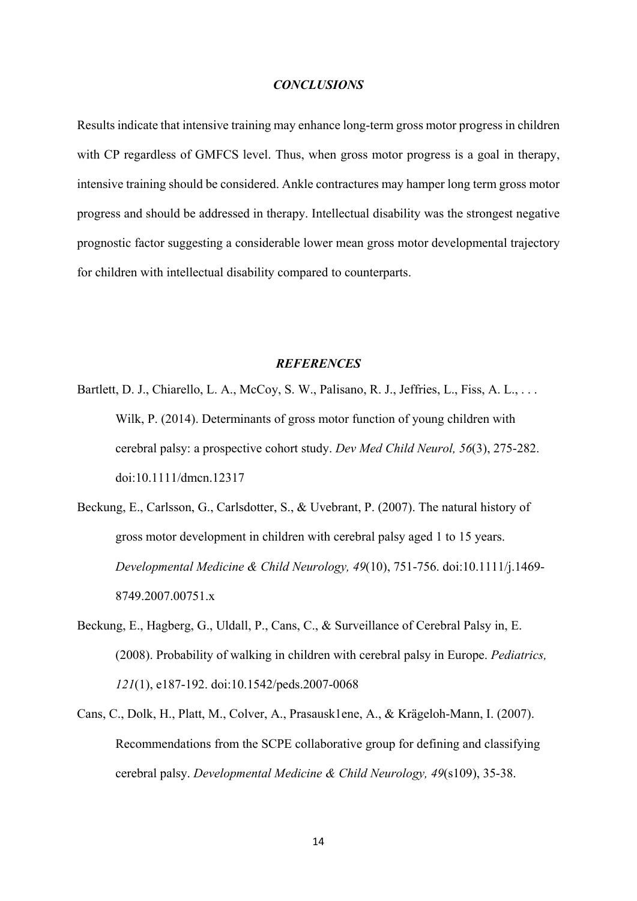## *CONCLUSIONS*

Results indicate that intensive training may enhance long-term gross motor progress in children with CP regardless of GMFCS level. Thus, when gross motor progress is a goal in therapy, intensive training should be considered. Ankle contractures may hamper long term gross motor progress and should be addressed in therapy. Intellectual disability was the strongest negative prognostic factor suggesting a considerable lower mean gross motor developmental trajectory for children with intellectual disability compared to counterparts.

## *REFERENCES*

Bartlett, D. J., Chiarello, L. A., McCoy, S. W., Palisano, R. J., Jeffries, L., Fiss, A. L., . . . Wilk, P. (2014). Determinants of gross motor function of young children with cerebral palsy: a prospective cohort study. *Dev Med Child Neurol, 56*(3), 275-282. doi:10.1111/dmcn.12317

Beckung, E., Carlsson, G., Carlsdotter, S., & Uvebrant, P. (2007). The natural history of gross motor development in children with cerebral palsy aged 1 to 15 years. *Developmental Medicine & Child Neurology, 49*(10), 751-756. doi:10.1111/j.1469-8749.2007.00751.x

Beckung, E., Hagberg, G., Uldall, P., Cans, C., & Surveillance of Cerebral Palsy in, E. (2008). Probability of walking in children with cerebral palsy in Europe. *Pediatrics, 121*(1), e187-192. doi:10.1542/peds.2007-0068

Cans, C., Dolk, H., Platt, M., Colver, A., Prasausk1ene, A., & Krägeloh-Mann, I. (2007). Recommendations from the SCPE collaborative group for defining and classifying cerebral palsy. *Developmental Medicine & Child Neurology, 49*(s109), 35-38.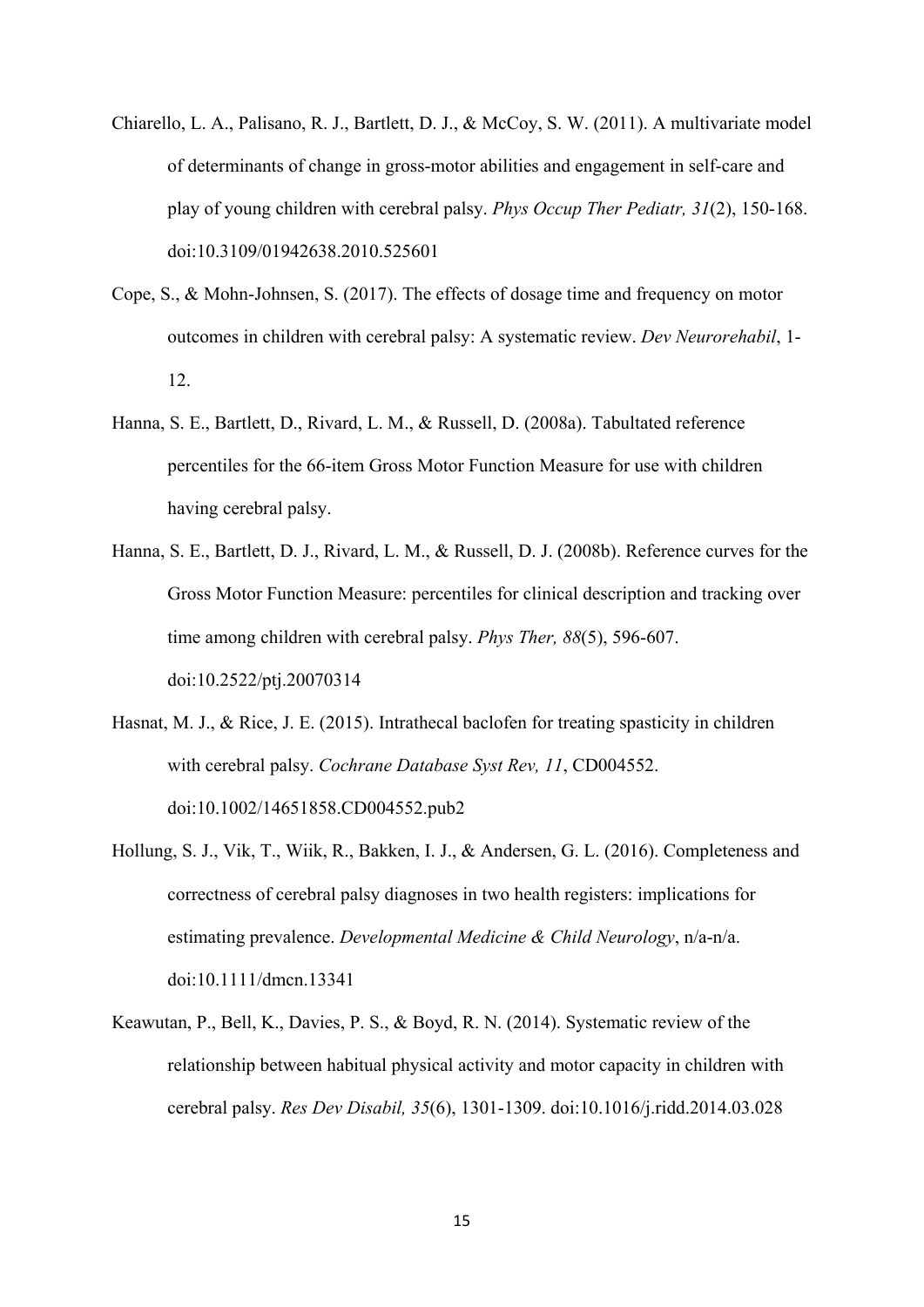Chiarello, L. A., Palisano, R. J., Bartlett, D. J., & McCoy, S. W. (2011). A multivariate model of determinants of change in gross-motor abilities and engagement in self-care and play of young children with cerebral palsy. *Phys Occup Ther Pediatr, 31*(2), 150-168. doi:10.3109/01942638.2010.525601

Cope, S., & Mohn-Johnsen, S. (2017). The effects of dosage time and frequency on motor outcomes in children with cerebral palsy: A systematic review. *Dev Neurorehabil*, 1-12.

Hanna, S. E., Bartlett, D., Rivard, L. M., & Russell, D. (2008a). Tabultated reference percentiles for the 66-item Gross Motor Function Measure for use with children having cerebral palsy.

Hanna, S. E., Bartlett, D. J., Rivard, L. M., & Russell, D. J. (2008b). Reference curves for the Gross Motor Function Measure: percentiles for clinical description and tracking over time among children with cerebral palsy. *Phys Ther, 88*(5), 596-607. doi:10.2522/ptj.20070314

Hasnat, M. J., & Rice, J. E. (2015). Intrathecal baclofen for treating spasticity in children with cerebral palsy. *Cochrane Database Syst Rev, 11*, CD004552. doi:10.1002/14651858.CD004552.pub2

Hollung, S. J., Vik, T., Wiik, R., Bakken, I. J., & Andersen, G. L. (2016). Completeness and correctness of cerebral palsy diagnoses in two health registers: implications for estimating prevalence. *Developmental Medicine & Child Neurology*, n/a-n/a. doi:10.1111/dmcn.13341

Keawutan, P., Bell, K., Davies, P. S., & Boyd, R. N. (2014). Systematic review of the relationship between habitual physical activity and motor capacity in children with cerebral palsy. *Res Dev Disabil, 35*(6), 1301-1309. doi:10.1016/j.ridd.2014.03.028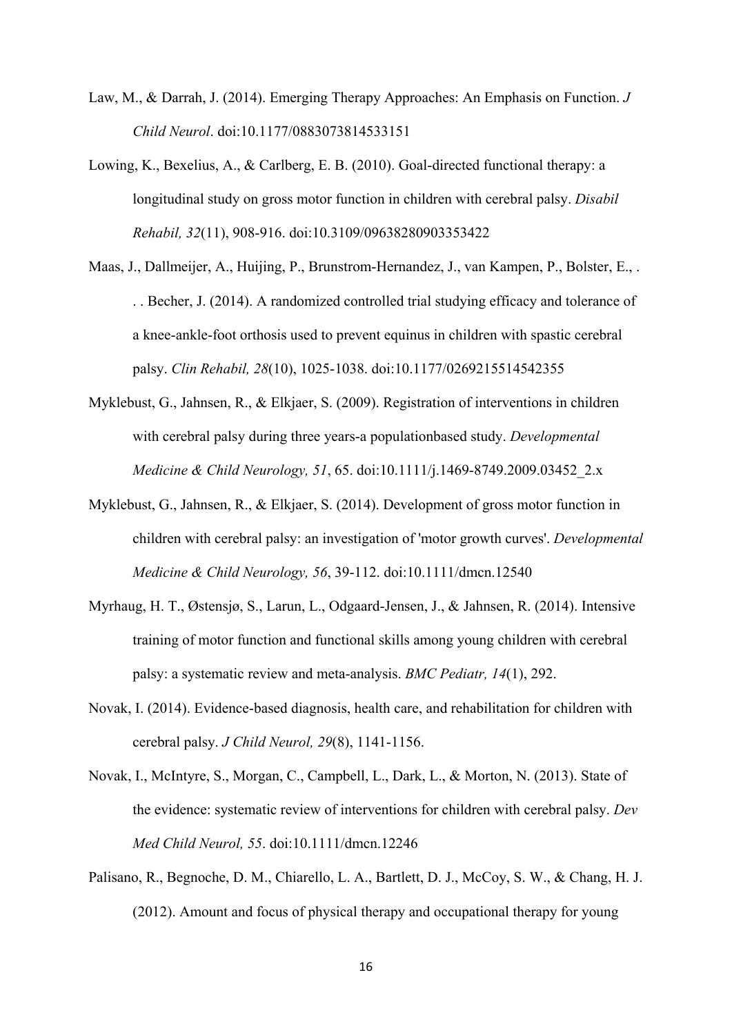Law, M., & Darrah, J. (2014). Emerging Therapy Approaches: An Emphasis on Function. *J Child Neurol*. doi:10.1177/0883073814533151

Lowing, K., Bexelius, A., & Carlberg, E. B. (2010). Goal-directed functional therapy: a longitudinal study on gross motor function in children with cerebral palsy. *Disabil Rehabil, 32*(11), 908-916. doi:10.3109/09638280903353422

Maas, J., Dallmeijer, A., Huijing, P., Brunstrom-Hernandez, J., van Kampen, P., Bolster, E., . . . Becher, J. (2014). A randomized controlled trial studying efficacy and tolerance of a knee-ankle-foot orthosis used to prevent equinus in children with spastic cerebral palsy. *Clin Rehabil, 28*(10), 1025-1038. doi:10.1177/0269215514542355

Myklebust, G., Jahnsen, R., & Elkjaer, S. (2009). Registration of interventions in children with cerebral palsy during three years-a populationbased study. *Developmental Medicine & Child Neurology, 51*, 65. doi:10.1111/j.1469-8749.2009.03452_2.x

Myklebust, G., Jahnsen, R., & Elkjaer, S. (2014). Development of gross motor function in children with cerebral palsy: an investigation of 'motor growth curves'. *Developmental Medicine & Child Neurology, 56*, 39-112. doi:10.1111/dmcn.12540

Myrhaug, H. T., Østensjø, S., Larun, L., Odgaard-Jensen, J., & Jahnsen, R. (2014). Intensive training of motor function and functional skills among young children with cerebral palsy: a systematic review and meta-analysis. *BMC Pediatr, 14*(1), 292.

Novak, I. (2014). Evidence-based diagnosis, health care, and rehabilitation for children with cerebral palsy. *J Child Neurol, 29*(8), 1141-1156.

Novak, I., McIntyre, S., Morgan, C., Campbell, L., Dark, L., & Morton, N. (2013). State of the evidence: systematic review of interventions for children with cerebral palsy. *Dev Med Child Neurol, 55*. doi:10.1111/dmcn.12246

Palisano, R., Begnoche, D. M., Chiarello, L. A., Bartlett, D. J., McCoy, S. W., & Chang, H. J. (2012). Amount and focus of physical therapy and occupational therapy for young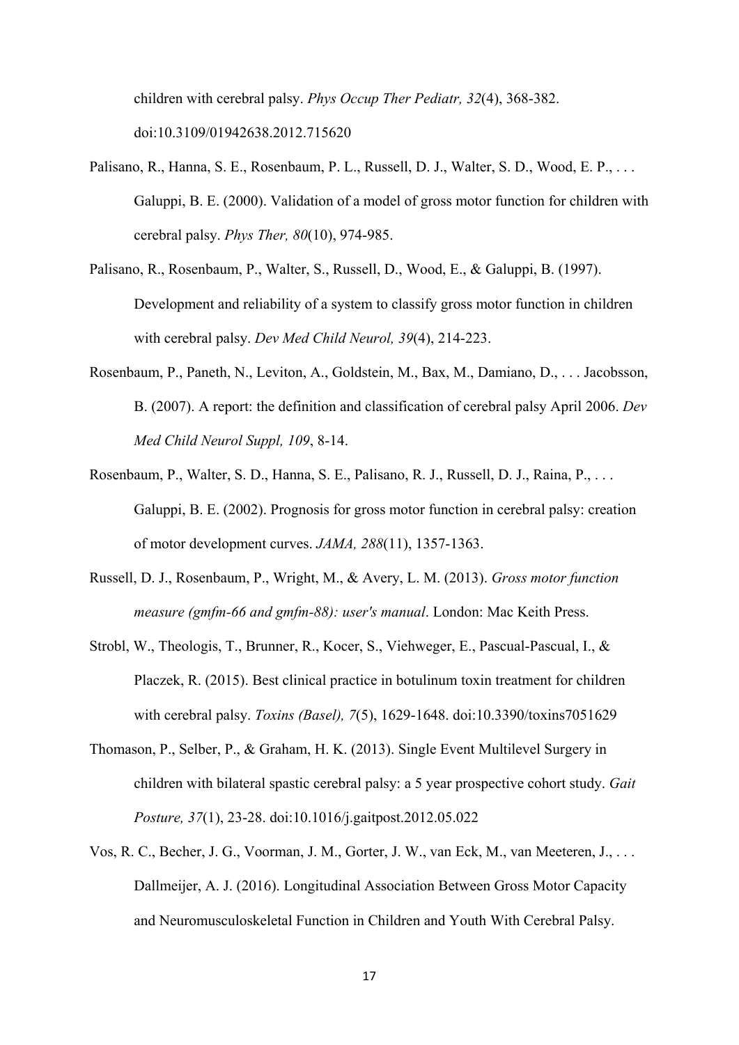children with cerebral palsy. *Phys Occup Ther Pediatr, 32*(4), 368-382. doi:10.3109/01942638.2012.715620

Palisano, R., Hanna, S. E., Rosenbaum, P. L., Russell, D. J., Walter, S. D., Wood, E. P., . . . Galuppi, B. E. (2000). Validation of a model of gross motor function for children with cerebral palsy. *Phys Ther, 80*(10), 974-985.

Palisano, R., Rosenbaum, P., Walter, S., Russell, D., Wood, E., & Galuppi, B. (1997). Development and reliability of a system to classify gross motor function in children with cerebral palsy. *Dev Med Child Neurol, 39*(4), 214-223.

Rosenbaum, P., Paneth, N., Leviton, A., Goldstein, M., Bax, M., Damiano, D., . . . Jacobsson, B. (2007). A report: the definition and classification of cerebral palsy April 2006. *Dev Med Child Neurol Suppl, 109*, 8-14.

Rosenbaum, P., Walter, S. D., Hanna, S. E., Palisano, R. J., Russell, D. J., Raina, P., . . . Galuppi, B. E. (2002). Prognosis for gross motor function in cerebral palsy: creation of motor development curves. *JAMA, 288*(11), 1357-1363.

Russell, D. J., Rosenbaum, P., Wright, M., & Avery, L. M. (2013). *Gross motor function measure (gmfm-66 and gmfm-88): user's manual*. London: Mac Keith Press.

Strobl, W., Theologis, T., Brunner, R., Kocer, S., Viehweger, E., Pascual-Pascual, I., & Placzek, R. (2015). Best clinical practice in botulinum toxin treatment for children with cerebral palsy. *Toxins (Basel), 7*(5), 1629-1648. doi:10.3390/toxins7051629

Thomason, P., Selber, P., & Graham, H. K. (2013). Single Event Multilevel Surgery in children with bilateral spastic cerebral palsy: a 5 year prospective cohort study. *Gait Posture, 37*(1), 23-28. doi:10.1016/j.gaitpost.2012.05.022

Vos, R. C., Becher, J. G., Voorman, J. M., Gorter, J. W., van Eck, M., van Meeteren, J., . . . Dallmeijer, A. J. (2016). Longitudinal Association Between Gross Motor Capacity and Neuromusculoskeletal Function in Children and Youth With Cerebral Palsy.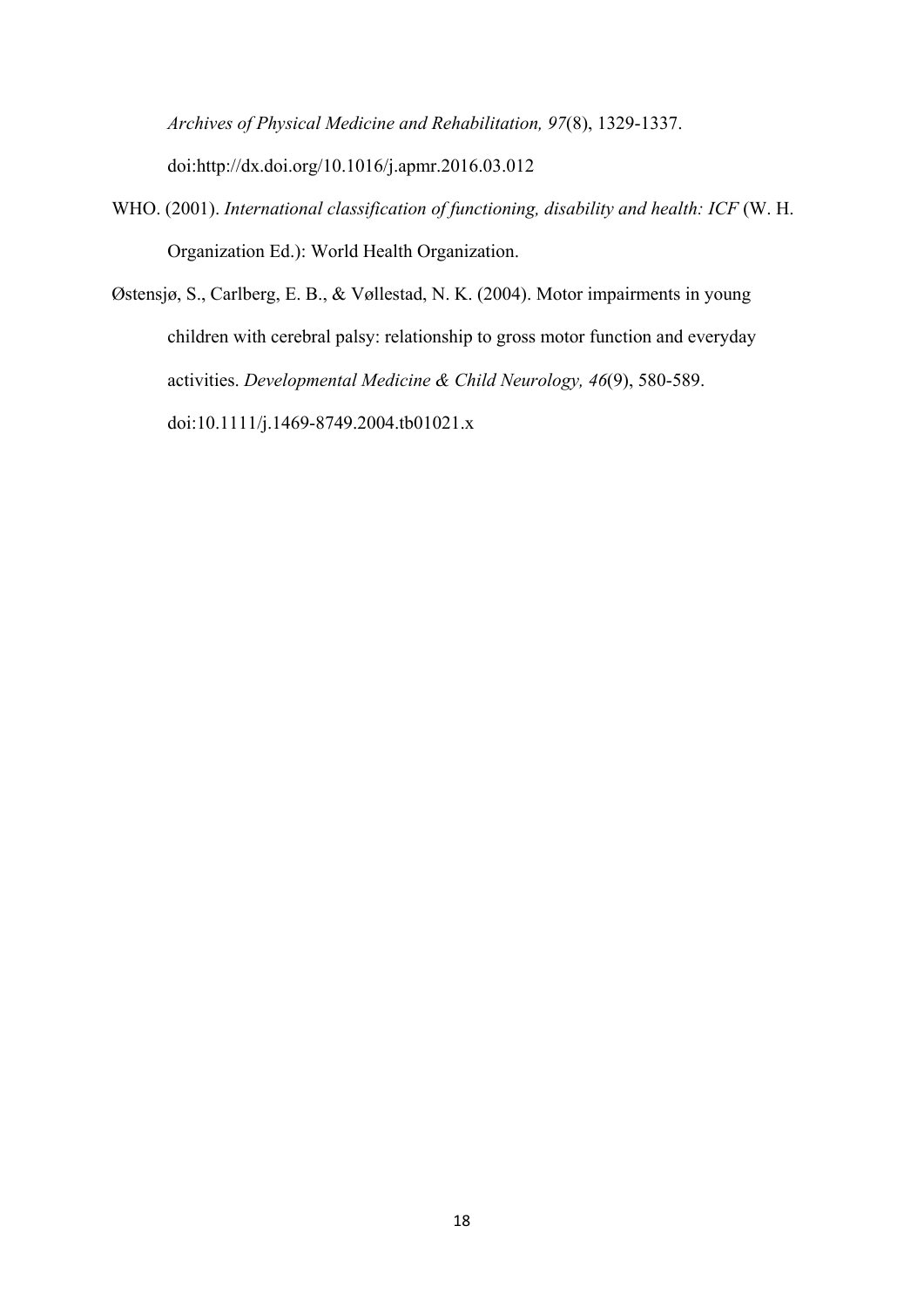*Archives of Physical Medicine and Rehabilitation, 97*(8), 1329-1337. doi:http://dx.doi.org/10.1016/j.apmr.2016.03.012

WHO. (2001). *International classification of functioning, disability and health: ICF* (W. H. Organization Ed.): World Health Organization.

Østensjø, S., Carlberg, E. B., & Vøllestad, N. K. (2004). Motor impairments in young children with cerebral palsy: relationship to gross motor function and everyday activities. *Developmental Medicine & Child Neurology, 46*(9), 580-589. doi:10.1111/j.1469-8749.2004.tb01021.x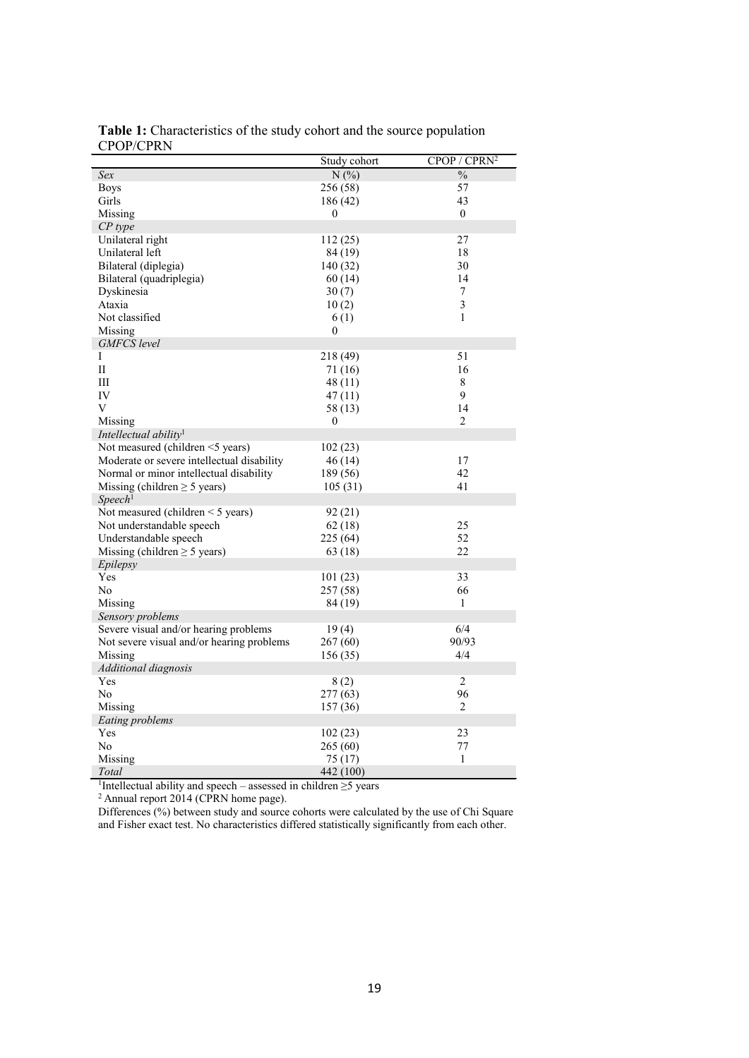**Table 1:** Characteristics of the study cohort and the source population CPOP/CPRN

| | Study cohort | CPOP / CPRN[2] |
|---|---|---|
| *Sex* | N (%) | % |
| Boys | 256 (58) | 57 |
| Girls | 186 (42) | 43 |
| Missing | 0 | 0 |
| *CP type* | | |
| Unilateral right | 112 (25) | 27 |
| Unilateral left | 84 (19) | 18 |
| Bilateral (diplegia) | 140 (32) | 30 |
| Bilateral (quadriplegia) | 60 (14) | 14 |
| Dyskinesia | 30 (7) | 7 |
| Ataxia | 10 (2) | 3 |
| Not classified | 6 (1) | 1 |
| Missing | 0 | |
| *GMFCS level* | | |
| I | 218 (49) | 51 |
| II | 71 (16) | 16 |
| III | 48 (11) | 8 |
| IV | 47 (11) | 9 |
| V | 58 (13) | 14 |
| Missing | 0 | 2 |
| *Intellectual ability*[1] | | |
| Not measured (children <5 years) | 102 (23) | |
| Moderate or severe intellectual disability | 46 (14) | 17 |
| Normal or minor intellectual disability | 189 (56) | 42 |
| Missing (children ≥ 5 years) | 105 (31) | 41 |
| *Speech*[1] | | |
| Not measured (children < 5 years) | 92 (21) | |
| Not understandable speech | 62 (18) | 25 |
| Understandable speech | 225 (64) | 52 |
| Missing (children ≥ 5 years) | 63 (18) | 22 |
| *Epilepsy* | | |
| Yes | 101 (23) | 33 |
| No | 257 (58) | 66 |
| Missing | 84 (19) | 1 |
| *Sensory problems* | | |
| Severe visual and/or hearing problems | 19 (4) | 6/4 |
| Not severe visual and/or hearing problems | 267 (60) | 90/93 |
| Missing | 156 (35) | 4/4 |
| *Additional diagnosis* | | |
| Yes | 8 (2) | 2 |
| No | 277 (63) | 96 |
| Missing | 157 (36) | 2 |
| *Eating problems* | | |
| Yes | 102 (23) | 23 |
| No | 265 (60) | 77 |
| Missing | 75 (17) | 1 |
| *Total* | 442 (100) | |

[1]Intellectual ability and speech – assessed in children ≥5 years

[2] Annual report 2014 (CPRN home page).

Differences (%) between study and source cohorts were calculated by the use of Chi Square and Fisher exact test. No characteristics differed statistically significantly from each other.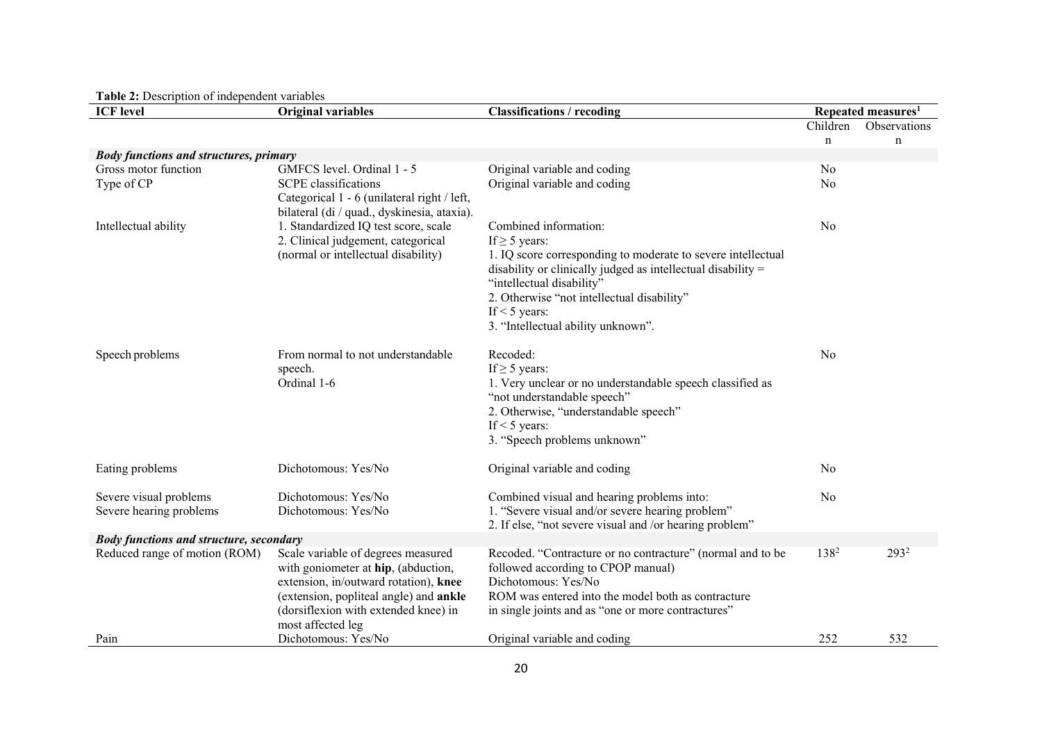**Table 2:** Description of independent variables

| ICF level | Original variables | Classifications / recoding | Repeated measures[1] | |
|---|---|---|---|---|
| | | | Children n | Observations n |
| ***Body functions and structures, primary*** | | | | |
| Gross motor function | GMFCS level. Ordinal 1 - 5 | Original variable and coding | No | |
| Type of CP | SCPE classifications Categorical 1 - 6 (unilateral right / left, bilateral (di / quad., dyskinesia, ataxia). | Original variable and coding | No | |
| Intellectual ability | 1. Standardized IQ test score, scale 2. Clinical judgement, categorical (normal or intellectual disability) | Combined information: If ≥ 5 years: 1. IQ score corresponding to moderate to severe intellectual disability or clinically judged as intellectual disability = "intellectual disability" 2. Otherwise "not intellectual disability" If < 5 years: 3. "Intellectual ability unknown". | No | |
| Speech problems | From normal to not understandable speech. Ordinal 1-6 | Recoded: If ≥ 5 years: 1. Very unclear or no understandable speech classified as "not understandable speech" 2. Otherwise, "understandable speech" If < 5 years: 3. "Speech problems unknown" | No | |
| Eating problems | Dichotomous: Yes/No | Original variable and coding | No | |
| Severe visual problems Severe hearing problems | Dichotomous: Yes/No Dichotomous: Yes/No | Combined visual and hearing problems into: 1. "Severe visual and/or severe hearing problem" 2. If else, "not severe visual and /or hearing problem" | No | |
| ***Body functions and structure, secondary*** | | | | |
| Reduced range of motion (ROM) | Scale variable of degrees measured with goniometer at **hip**, (abduction, extension, in/outward rotation), **knee** (extension, popliteal angle) and **ankle** (dorsiflexion with extended knee) in most affected leg | Recoded. "Contracture or no contracture" (normal and to be followed according to CPOP manual) Dichotomous: Yes/No ROM was entered into the model both as contracture in single joints and as "one or more contractures" | 138[2] | 293[2] |
| Pain | Dichotomous: Yes/No | Original variable and coding | 252 | 532 |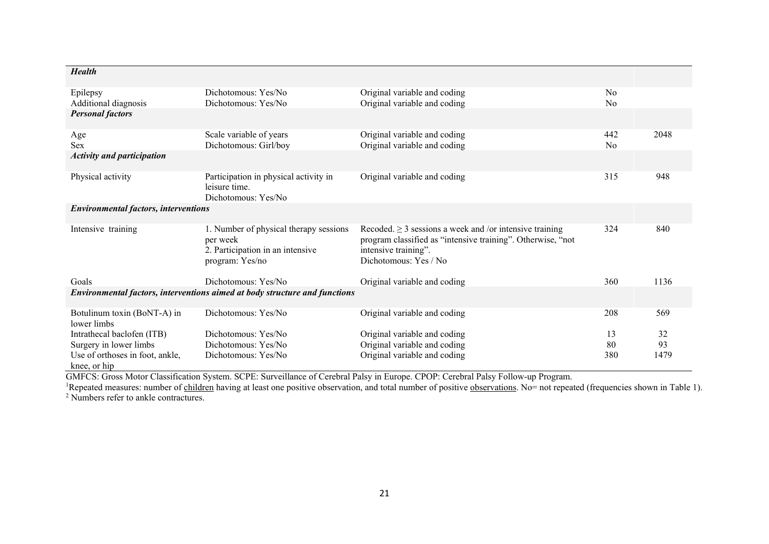| | | | | |
|---|---|---|---|---|
| ***Health*** | | | | |
| Epilepsy | Dichotomous: Yes/No | Original variable and coding | No | |
| Additional diagnosis | Dichotomous: Yes/No | Original variable and coding | No | |
| ***Personal factors*** | | | | |
| Age | Scale variable of years | Original variable and coding | 442 | 2048 |
| Sex | Dichotomous: Girl/boy | Original variable and coding | No | |
| ***Activity and participation*** | | | | |
| Physical activity | Participation in physical activity in leisure time. Dichotomous: Yes/No | Original variable and coding | 315 | 948 |
| ***Environmental factors, interventions*** | | | | |
| Intensive training | 1. Number of physical therapy sessions per week 2. Participation in an intensive program: Yes/no | Recoded. ≥ 3 sessions a week and /or intensive training program classified as "intensive training". Otherwise, "not intensive training". Dichotomous: Yes / No | 324 | 840 |
| Goals | Dichotomous: Yes/No | Original variable and coding | 360 | 1136 |
| ***Environmental factors, interventions aimed at body structure and functions*** | | | | |
| Botulinum toxin (BoNT-A) in lower limbs | Dichotomous: Yes/No | Original variable and coding | 208 | 569 |
| Intrathecal baclofen (ITB) | Dichotomous: Yes/No | Original variable and coding | 13 | 32 |
| Surgery in lower limbs | Dichotomous: Yes/No | Original variable and coding | 80 | 93 |
| Use of orthoses in foot, ankle, knee, or hip | Dichotomous: Yes/No | Original variable and coding | 380 | 1479 |

GMFCS: Gross Motor Classification System. SCPE: Surveillance of Cerebral Palsy in Europe. CPOP: Cerebral Palsy Follow-up Program.

[1]Repeated measures: number of children having at least one positive observation, and total number of positive observations. No= not repeated (frequencies shown in Table 1).

[2] Numbers refer to ankle contractures.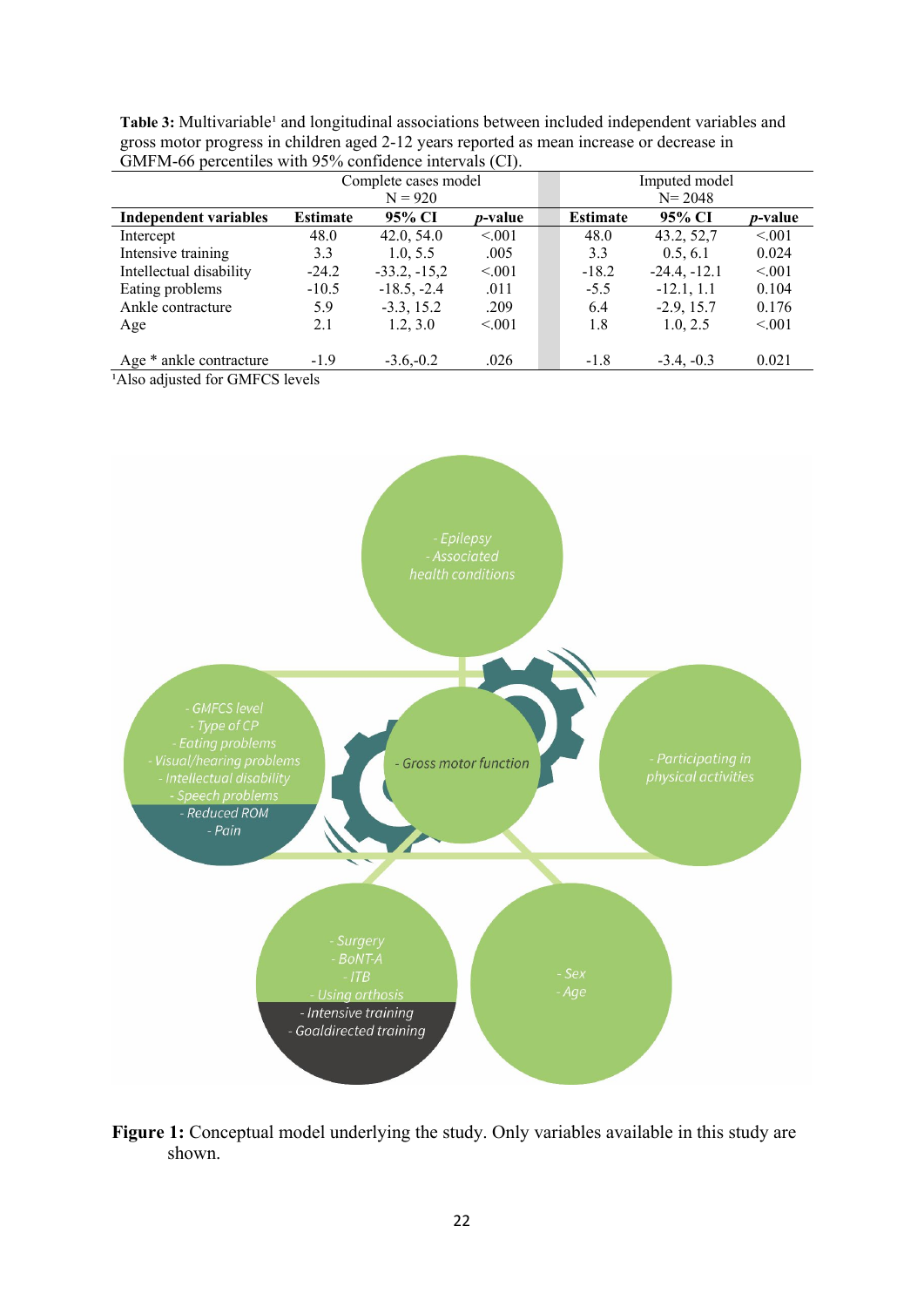**Table 3:** Multivariable[1] and longitudinal associations between included independent variables and gross motor progress in children aged 2-12 years reported as mean increase or decrease in GMFM-66 percentiles with 95% confidence intervals (CI).

| | Complete cases model N = 920 | | | Imputed model N= 2048 | | |
|---|---|---|---|---|---|---|
| **Independent variables** | **Estimate** | **95% CI** | ***p*-value** | **Estimate** | **95% CI** | ***p*-value** |
| Intercept | 48.0 | 42.0, 54.0 | <.001 | 48.0 | 43.2, 52,7 | <.001 |
| Intensive training | 3.3 | 1.0, 5.5 | .005 | 3.3 | 0.5, 6.1 | 0.024 |
| Intellectual disability | -24.2 | -33.2, -15,2 | <.001 | -18.2 | -24.4, -12.1 | <.001 |
| Eating problems | -10.5 | -18.5, -2.4 | .011 | -5.5 | -12.1, 1.1 | 0.104 |
| Ankle contracture | 5.9 | -3.3, 15.2 | .209 | 6.4 | -2.9, 15.7 | 0.176 |
| Age | 2.1 | 1.2, 3.0 | <.001 | 1.8 | 1.0, 2.5 | <.001 |
| Age * ankle contracture | -1.9 | -3.6,-0.2 | .026 | -1.8 | -3.4, -0.3 | 0.021 |

[1]Also adjusted for GMFCS levels

**Figure 1:** Conceptual model underlying the study. Only variables available in this study are shown.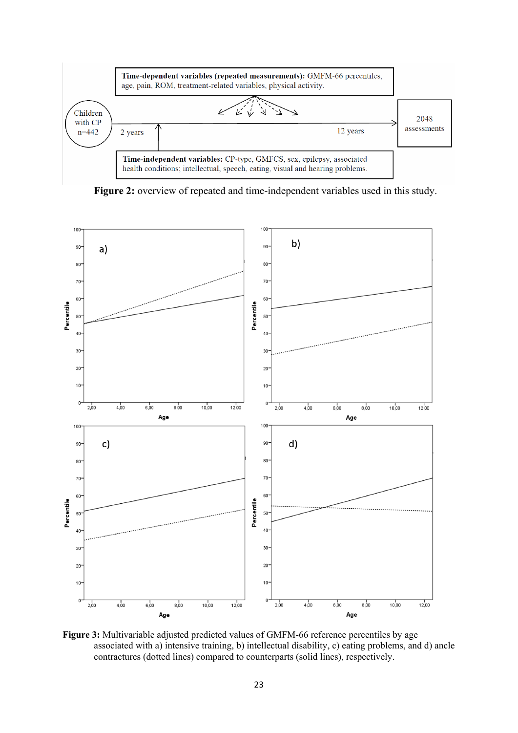Time-dependent variables (repeated measurements): GMFM-66 percentiles, age, pain, ROM, treatment-related variables, physical activity.

Children with CP n=442

2 years

12 years

2048 assessments

Time-independent variables: CP-type, GMFCS, sex, epilepsy, associated health conditions; intellectual, speech, eating, visual and hearing problems.

**Figure 2:** overview of repeated and time-independent variables used in this study.

a)

b)

c)

d)

Percentile

Age

0
10
20
30
40
50
60
70
80
90
100

2,00
4,00
6,00
8,00
10,00
12,00

**Figure 3:** Multivariable adjusted predicted values of GMFM-66 reference percentiles by age associated with a) intensive training, b) intellectual disability, c) eating problems, and d) ancle contractures (dotted lines) compared to counterparts (solid lines), respectively.